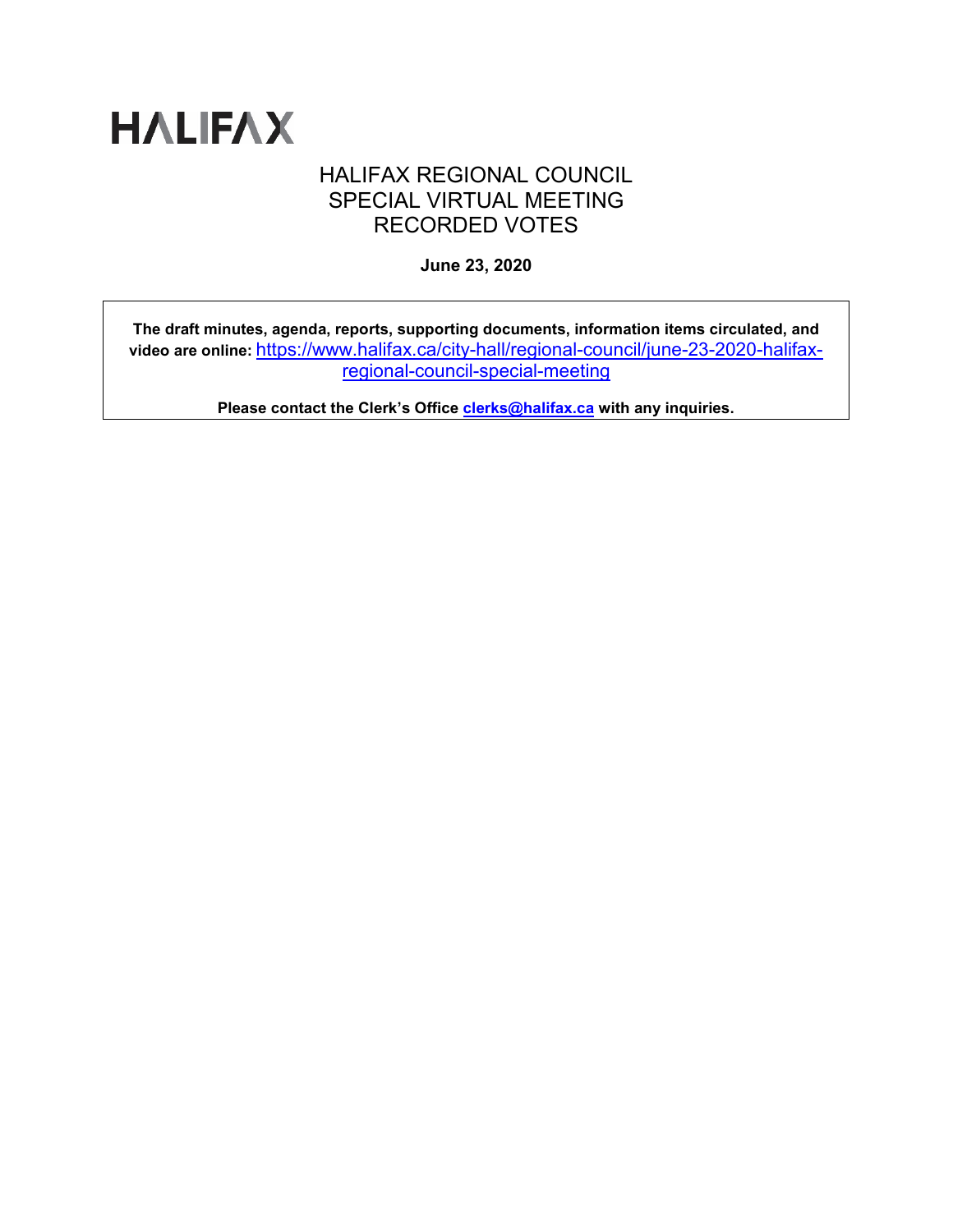# HALIFAX

## HALIFAX REGIONAL COUNCIL SPECIAL VIRTUAL MEETING RECORDED VOTES

**June 23, 2020**

**The draft minutes, agenda, reports, supporting documents, information items circulated, and video are online:** https://www.halifax.ca/city-hall/regional-council/june-23-2020-halifax-regional-council-special-meeting

**Please contact the Clerk's Office clerks@halifax.ca with any inquiries.**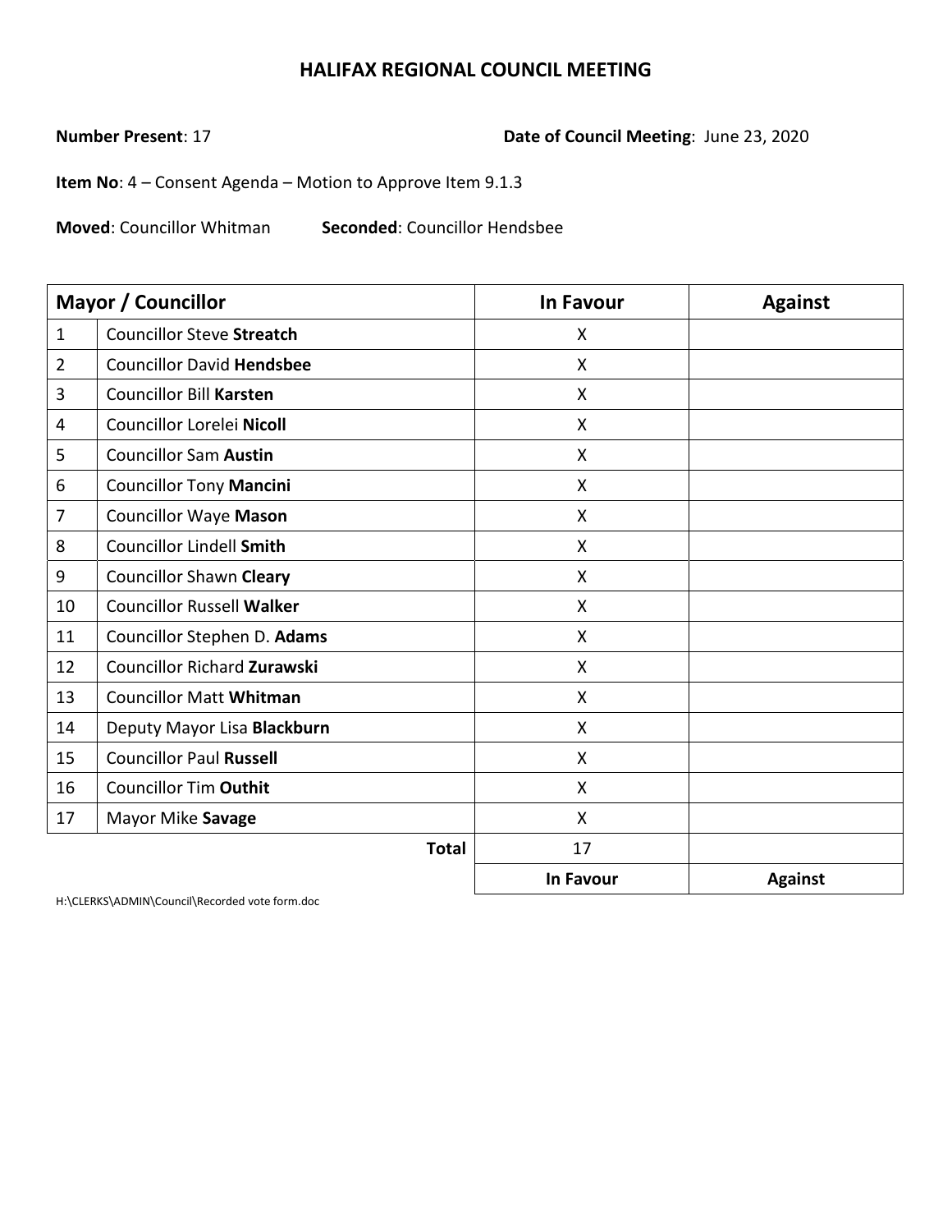# HALIFAX REGIONAL COUNCIL MEETING

**Number Present**: 17 **Date of Council Meeting**: June 23, 2020

**Item No**: 4 – Consent Agenda – Motion to Approve Item 9.1.3

**Moved**: Councillor Whitman **Seconded**: Councillor Hendsbee

| Mayor / Councillor | | In Favour | Against |
|---|---|---|---|
| 1 | Councillor Steve **Streatch** | X | |
| 2 | Councillor David **Hendsbee** | X | |
| 3 | Councillor Bill **Karsten** | X | |
| 4 | Councillor Lorelei **Nicoll** | X | |
| 5 | Councillor Sam **Austin** | X | |
| 6 | Councillor Tony **Mancini** | X | |
| 7 | Councillor Waye **Mason** | X | |
| 8 | Councillor Lindell **Smith** | X | |
| 9 | Councillor Shawn **Cleary** | X | |
| 10 | Councillor Russell **Walker** | X | |
| 11 | Councillor Stephen D. **Adams** | X | |
| 12 | Councillor Richard **Zurawski** | X | |
| 13 | Councillor Matt **Whitman** | X | |
| 14 | Deputy Mayor Lisa **Blackburn** | X | |
| 15 | Councillor Paul **Russell** | X | |
| 16 | Councillor Tim **Outhit** | X | |
| 17 | Mayor Mike **Savage** | X | |
| | **Total** | 17 | |
| | | **In Favour** | **Against** |

H:\CLERKS\ADMIN\Council\Recorded vote form.doc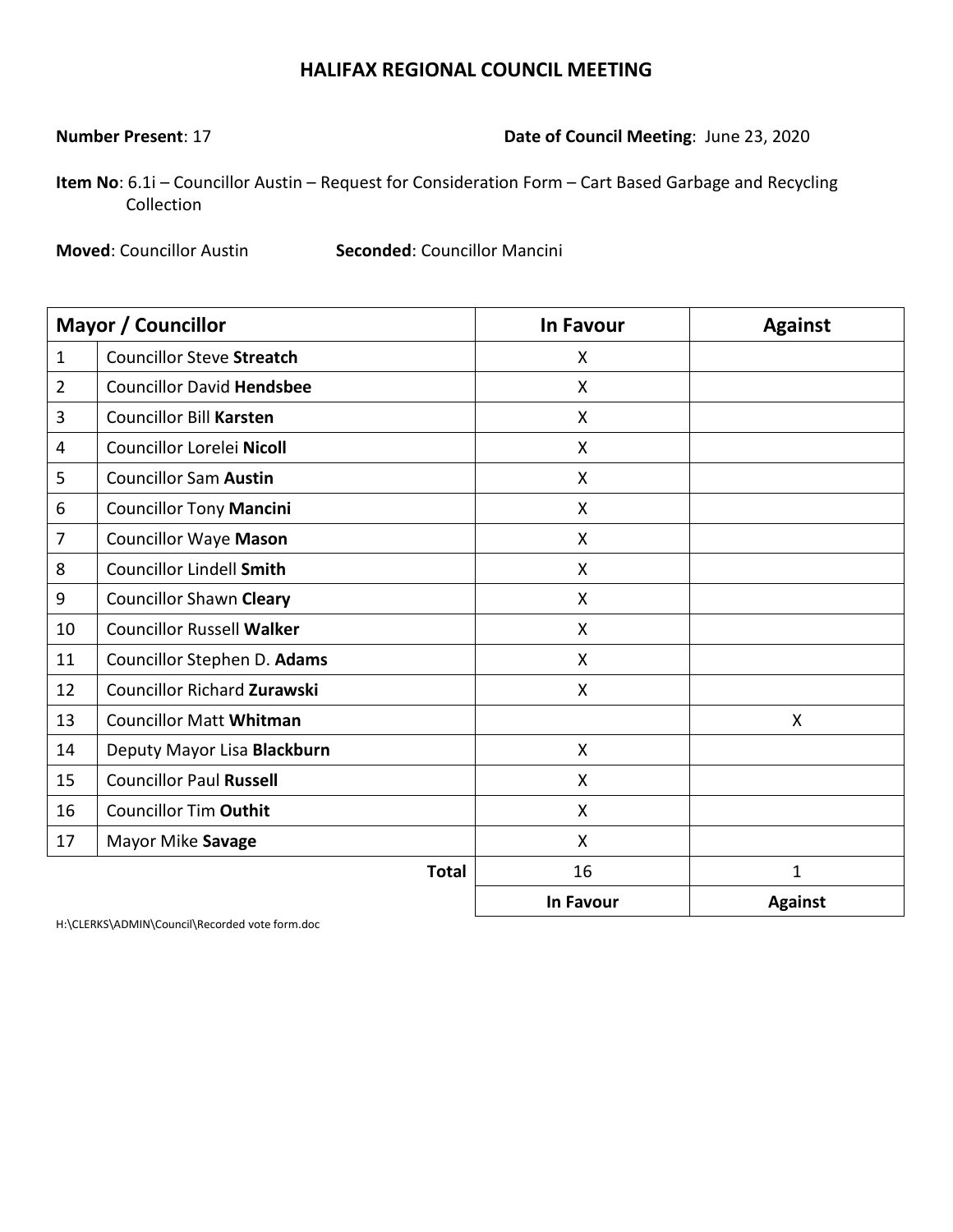# HALIFAX REGIONAL COUNCIL MEETING

**Number Present**: 17 **Date of Council Meeting**: June 23, 2020

**Item No**: 6.1i – Councillor Austin – Request for Consideration Form – Cart Based Garbage and Recycling Collection

**Moved**: Councillor Austin **Seconded**: Councillor Mancini

| Mayor / Councillor | | In Favour | Against |
|---|---|---|---|
| 1 | Councillor Steve **Streatch** | X | |
| 2 | Councillor David **Hendsbee** | X | |
| 3 | Councillor Bill **Karsten** | X | |
| 4 | Councillor Lorelei **Nicoll** | X | |
| 5 | Councillor Sam **Austin** | X | |
| 6 | Councillor Tony **Mancini** | X | |
| 7 | Councillor Waye **Mason** | X | |
| 8 | Councillor Lindell **Smith** | X | |
| 9 | Councillor Shawn **Cleary** | X | |
| 10 | Councillor Russell **Walker** | X | |
| 11 | Councillor Stephen D. **Adams** | X | |
| 12 | Councillor Richard **Zurawski** | X | |
| 13 | Councillor Matt **Whitman** | | X |
| 14 | Deputy Mayor Lisa **Blackburn** | X | |
| 15 | Councillor Paul **Russell** | X | |
| 16 | Councillor Tim **Outhit** | X | |
| 17 | Mayor Mike **Savage** | X | |
| | **Total** | 16 | 1 |
| | | **In Favour** | **Against** |

H:\CLERKS\ADMIN\Council\Recorded vote form.doc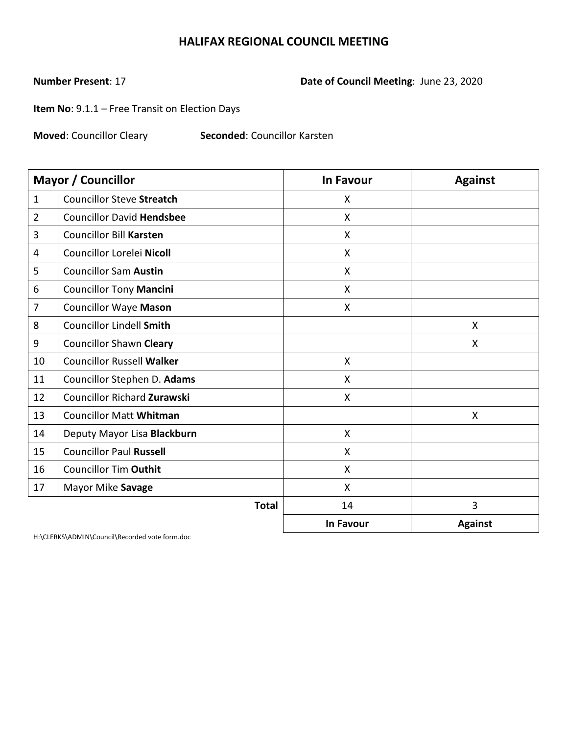# HALIFAX REGIONAL COUNCIL MEETING

**Number Present**: 17

**Date of Council Meeting**: June 23, 2020

**Item No**: 9.1.1 – Free Transit on Election Days

**Moved**: Councillor Cleary **Seconded**: Councillor Karsten

| Mayor / Councillor | | In Favour | Against |
|---|---|---|---|
| 1 | Councillor Steve **Streatch** | X | |
| 2 | Councillor David **Hendsbee** | X | |
| 3 | Councillor Bill **Karsten** | X | |
| 4 | Councillor Lorelei **Nicoll** | X | |
| 5 | Councillor Sam **Austin** | X | |
| 6 | Councillor Tony **Mancini** | X | |
| 7 | Councillor Waye **Mason** | X | |
| 8 | Councillor Lindell **Smith** | | X |
| 9 | Councillor Shawn **Cleary** | | X |
| 10 | Councillor Russell **Walker** | X | |
| 11 | Councillor Stephen D. **Adams** | X | |
| 12 | Councillor Richard **Zurawski** | X | |
| 13 | Councillor Matt **Whitman** | | X |
| 14 | Deputy Mayor Lisa **Blackburn** | X | |
| 15 | Councillor Paul **Russell** | X | |
| 16 | Councillor Tim **Outhit** | X | |
| 17 | Mayor Mike **Savage** | X | |
| | **Total** | 14 | 3 |
| | | **In Favour** | **Against** |

H:\CLERKS\ADMIN\Council\Recorded vote form.doc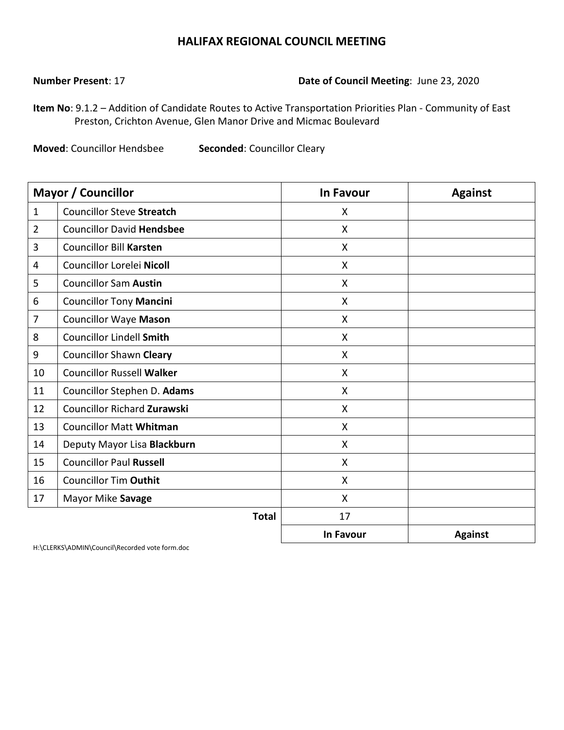# HALIFAX REGIONAL COUNCIL MEETING

**Number Present**: 17 **Date of Council Meeting**: June 23, 2020

**Item No**: 9.1.2 – Addition of Candidate Routes to Active Transportation Priorities Plan - Community of East Preston, Crichton Avenue, Glen Manor Drive and Micmac Boulevard

**Moved**: Councillor Hendsbee **Seconded**: Councillor Cleary

| Mayor / Councillor | | In Favour | Against |
|---|---|---|---|
| 1 | Councillor Steve **Streatch** | X | |
| 2 | Councillor David **Hendsbee** | X | |
| 3 | Councillor Bill **Karsten** | X | |
| 4 | Councillor Lorelei **Nicoll** | X | |
| 5 | Councillor Sam **Austin** | X | |
| 6 | Councillor Tony **Mancini** | X | |
| 7 | Councillor Waye **Mason** | X | |
| 8 | Councillor Lindell **Smith** | X | |
| 9 | Councillor Shawn **Cleary** | X | |
| 10 | Councillor Russell **Walker** | X | |
| 11 | Councillor Stephen D. **Adams** | X | |
| 12 | Councillor Richard **Zurawski** | X | |
| 13 | Councillor Matt **Whitman** | X | |
| 14 | Deputy Mayor Lisa **Blackburn** | X | |
| 15 | Councillor Paul **Russell** | X | |
| 16 | Councillor Tim **Outhit** | X | |
| 17 | Mayor Mike **Savage** | X | |
| | **Total** | 17 | |
| | | **In Favour** | **Against** |

H:\CLERKS\ADMIN\Council\Recorded vote form.doc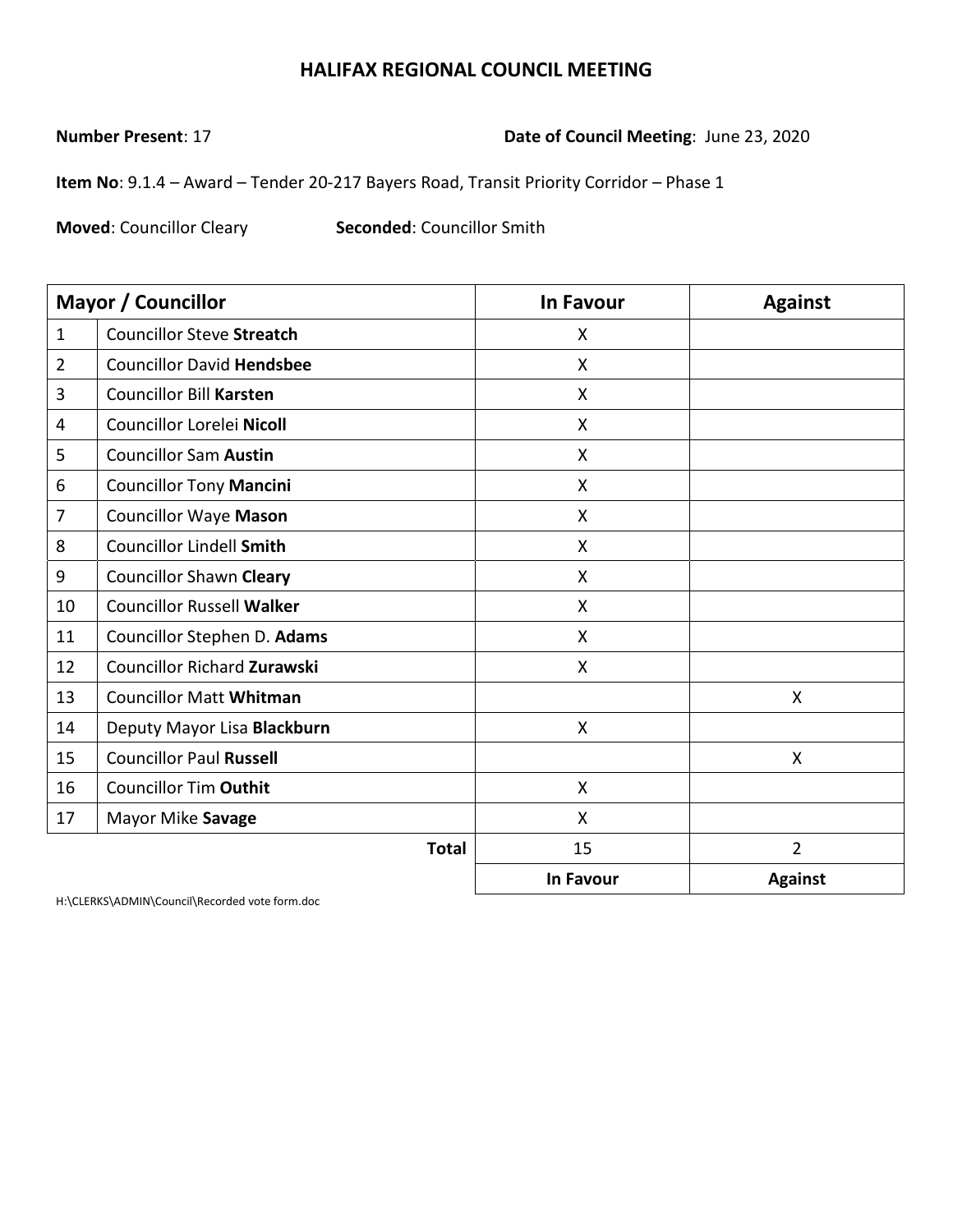# HALIFAX REGIONAL COUNCIL MEETING

**Number Present**: 17 **Date of Council Meeting**: June 23, 2020

**Item No**: 9.1.4 – Award – Tender 20-217 Bayers Road, Transit Priority Corridor – Phase 1

**Moved**: Councillor Cleary **Seconded**: Councillor Smith

| Mayor / Councillor | | In Favour | Against |
|---|---|---|---|
| 1 | Councillor Steve **Streatch** | X | |
| 2 | Councillor David **Hendsbee** | X | |
| 3 | Councillor Bill **Karsten** | X | |
| 4 | Councillor Lorelei **Nicoll** | X | |
| 5 | Councillor Sam **Austin** | X | |
| 6 | Councillor Tony **Mancini** | X | |
| 7 | Councillor Waye **Mason** | X | |
| 8 | Councillor Lindell **Smith** | X | |
| 9 | Councillor Shawn **Cleary** | X | |
| 10 | Councillor Russell **Walker** | X | |
| 11 | Councillor Stephen D. **Adams** | X | |
| 12 | Councillor Richard **Zurawski** | X | |
| 13 | Councillor Matt **Whitman** | | X |
| 14 | Deputy Mayor Lisa **Blackburn** | X | |
| 15 | Councillor Paul **Russell** | | X |
| 16 | Councillor Tim **Outhit** | X | |
| 17 | Mayor Mike **Savage** | X | |
| | **Total** | 15 | 2 |
| | | **In Favour** | **Against** |

H:\CLERKS\ADMIN\Council\Recorded vote form.doc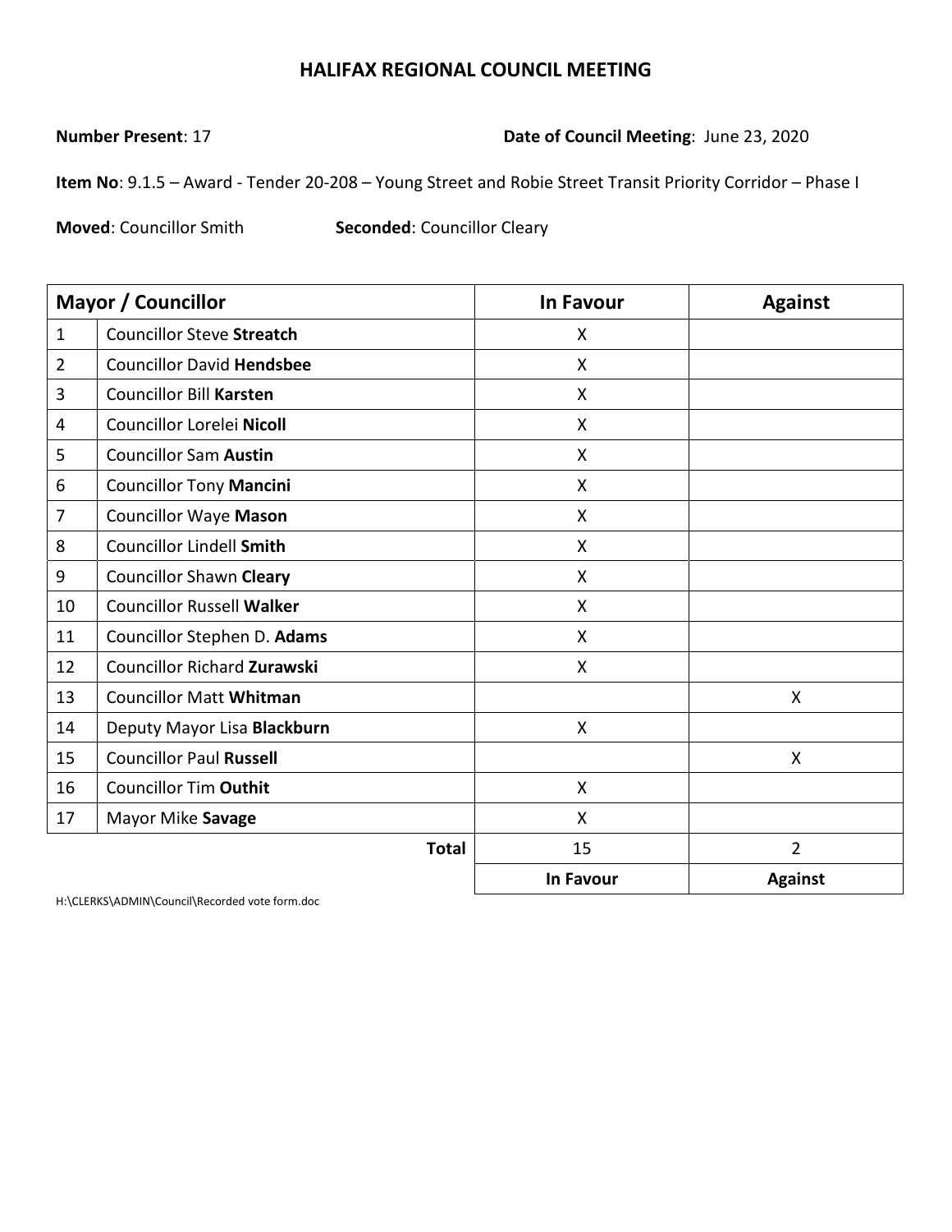# HALIFAX REGIONAL COUNCIL MEETING

**Number Present**: 17

**Date of Council Meeting**: June 23, 2020

**Item No**: 9.1.5 – Award - Tender 20-208 – Young Street and Robie Street Transit Priority Corridor – Phase I

**Moved**: Councillor Smith **Seconded**: Councillor Cleary

| Mayor / Councillor | | In Favour | Against |
|---|---|---|---|
| 1 | Councillor Steve **Streatch** | X | |
| 2 | Councillor David **Hendsbee** | X | |
| 3 | Councillor Bill **Karsten** | X | |
| 4 | Councillor Lorelei **Nicoll** | X | |
| 5 | Councillor Sam **Austin** | X | |
| 6 | Councillor Tony **Mancini** | X | |
| 7 | Councillor Waye **Mason** | X | |
| 8 | Councillor Lindell **Smith** | X | |
| 9 | Councillor Shawn **Cleary** | X | |
| 10 | Councillor Russell **Walker** | X | |
| 11 | Councillor Stephen D. **Adams** | X | |
| 12 | Councillor Richard **Zurawski** | X | |
| 13 | Councillor Matt **Whitman** | | X |
| 14 | Deputy Mayor Lisa **Blackburn** | X | |
| 15 | Councillor Paul **Russell** | | X |
| 16 | Councillor Tim **Outhit** | X | |
| 17 | Mayor Mike **Savage** | X | |
| | **Total** | 15 | 2 |
| | | **In Favour** | **Against** |

H:\CLERKS\ADMIN\Council\Recorded vote form.doc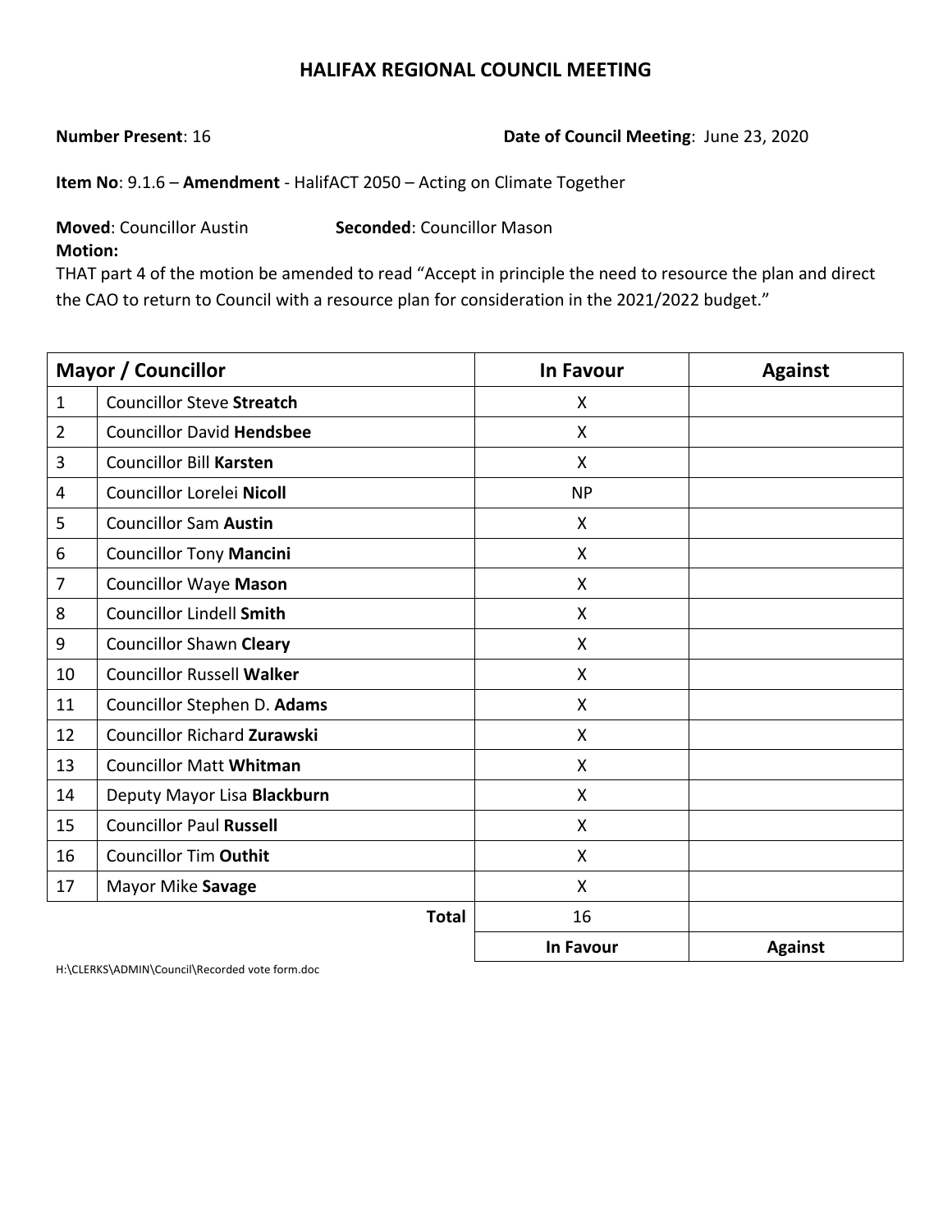# HALIFAX REGIONAL COUNCIL MEETING

**Number Present**: 16 **Date of Council Meeting**: June 23, 2020

**Item No**: 9.1.6 – **Amendment** - HalifACT 2050 – Acting on Climate Together

**Moved**: Councillor Austin **Seconded**: Councillor Mason

**Motion:**

THAT part 4 of the motion be amended to read "Accept in principle the need to resource the plan and direct the CAO to return to Council with a resource plan for consideration in the 2021/2022 budget."

| Mayor / Councillor | | In Favour | Against |
|---|---|---|---|
| 1 | Councillor Steve **Streatch** | X | |
| 2 | Councillor David **Hendsbee** | X | |
| 3 | Councillor Bill **Karsten** | X | |
| 4 | Councillor Lorelei **Nicoll** | NP | |
| 5 | Councillor Sam **Austin** | X | |
| 6 | Councillor Tony **Mancini** | X | |
| 7 | Councillor Waye **Mason** | X | |
| 8 | Councillor Lindell **Smith** | X | |
| 9 | Councillor Shawn **Cleary** | X | |
| 10 | Councillor Russell **Walker** | X | |
| 11 | Councillor Stephen D. **Adams** | X | |
| 12 | Councillor Richard **Zurawski** | X | |
| 13 | Councillor Matt **Whitman** | X | |
| 14 | Deputy Mayor Lisa **Blackburn** | X | |
| 15 | Councillor Paul **Russell** | X | |
| 16 | Councillor Tim **Outhit** | X | |
| 17 | Mayor Mike **Savage** | X | |
| | **Total** | 16 | |
| | | **In Favour** | **Against** |

H:\CLERKS\ADMIN\Council\Recorded vote form.doc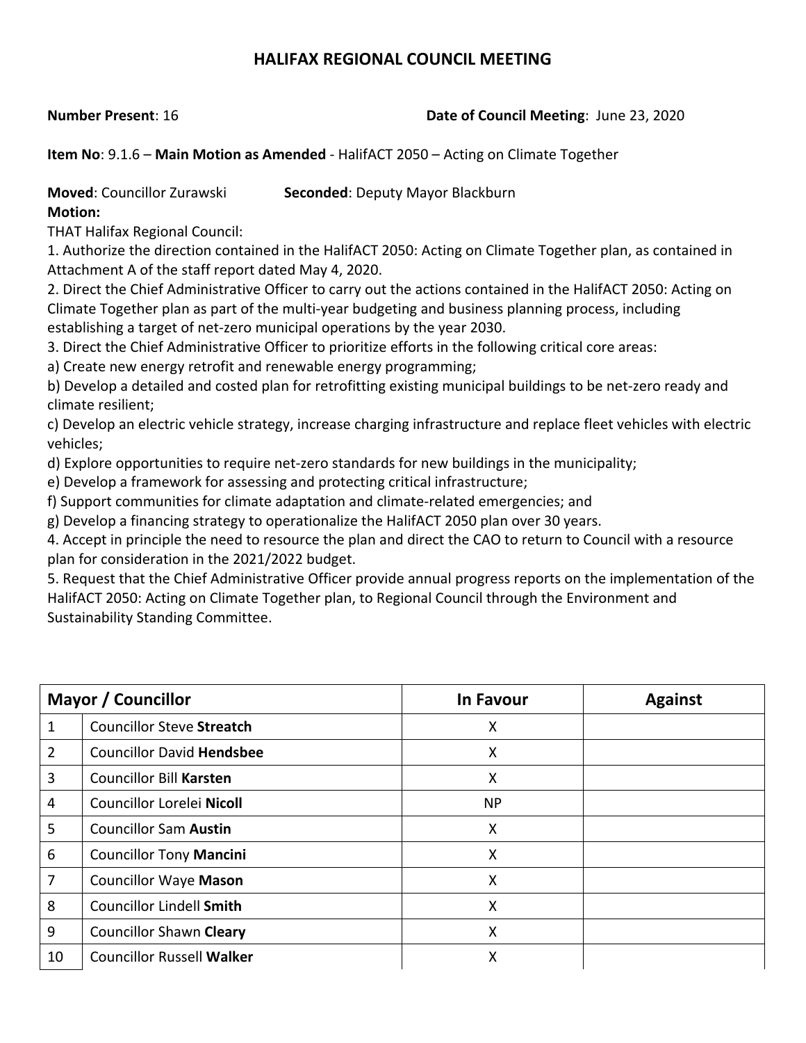# HALIFAX REGIONAL COUNCIL MEETING

**Number Present**: 16 **Date of Council Meeting**: June 23, 2020

**Item No**: 9.1.6 – **Main Motion as Amended** - HalifACT 2050 – Acting on Climate Together

**Moved**: Councillor Zurawski **Seconded**: Deputy Mayor Blackburn

**Motion:**

THAT Halifax Regional Council:

1. Authorize the direction contained in the HalifACT 2050: Acting on Climate Together plan, as contained in Attachment A of the staff report dated May 4, 2020.
2. Direct the Chief Administrative Officer to carry out the actions contained in the HalifACT 2050: Acting on Climate Together plan as part of the multi-year budgeting and business planning process, including establishing a target of net-zero municipal operations by the year 2030.
3. Direct the Chief Administrative Officer to prioritize efforts in the following critical core areas:
   a) Create new energy retrofit and renewable energy programming;
   b) Develop a detailed and costed plan for retrofitting existing municipal buildings to be net-zero ready and climate resilient;
   c) Develop an electric vehicle strategy, increase charging infrastructure and replace fleet vehicles with electric vehicles;
   d) Explore opportunities to require net-zero standards for new buildings in the municipality;
   e) Develop a framework for assessing and protecting critical infrastructure;
   f) Support communities for climate adaptation and climate-related emergencies; and
   g) Develop a financing strategy to operationalize the HalifACT 2050 plan over 30 years.
4. Accept in principle the need to resource the plan and direct the CAO to return to Council with a resource plan for consideration in the 2021/2022 budget.
5. Request that the Chief Administrative Officer provide annual progress reports on the implementation of the HalifACT 2050: Acting on Climate Together plan, to Regional Council through the Environment and Sustainability Standing Committee.

| Mayor / Councillor | | In Favour | Against |
|---|---|---|---|
| 1 | Councillor Steve **Streatch** | X | |
| 2 | Councillor David **Hendsbee** | X | |
| 3 | Councillor Bill **Karsten** | X | |
| 4 | Councillor Lorelei **Nicoll** | NP | |
| 5 | Councillor Sam **Austin** | X | |
| 6 | Councillor Tony **Mancini** | X | |
| 7 | Councillor Waye **Mason** | X | |
| 8 | Councillor Lindell **Smith** | X | |
| 9 | Councillor Shawn **Cleary** | X | |
| 10 | Councillor Russell **Walker** | X | |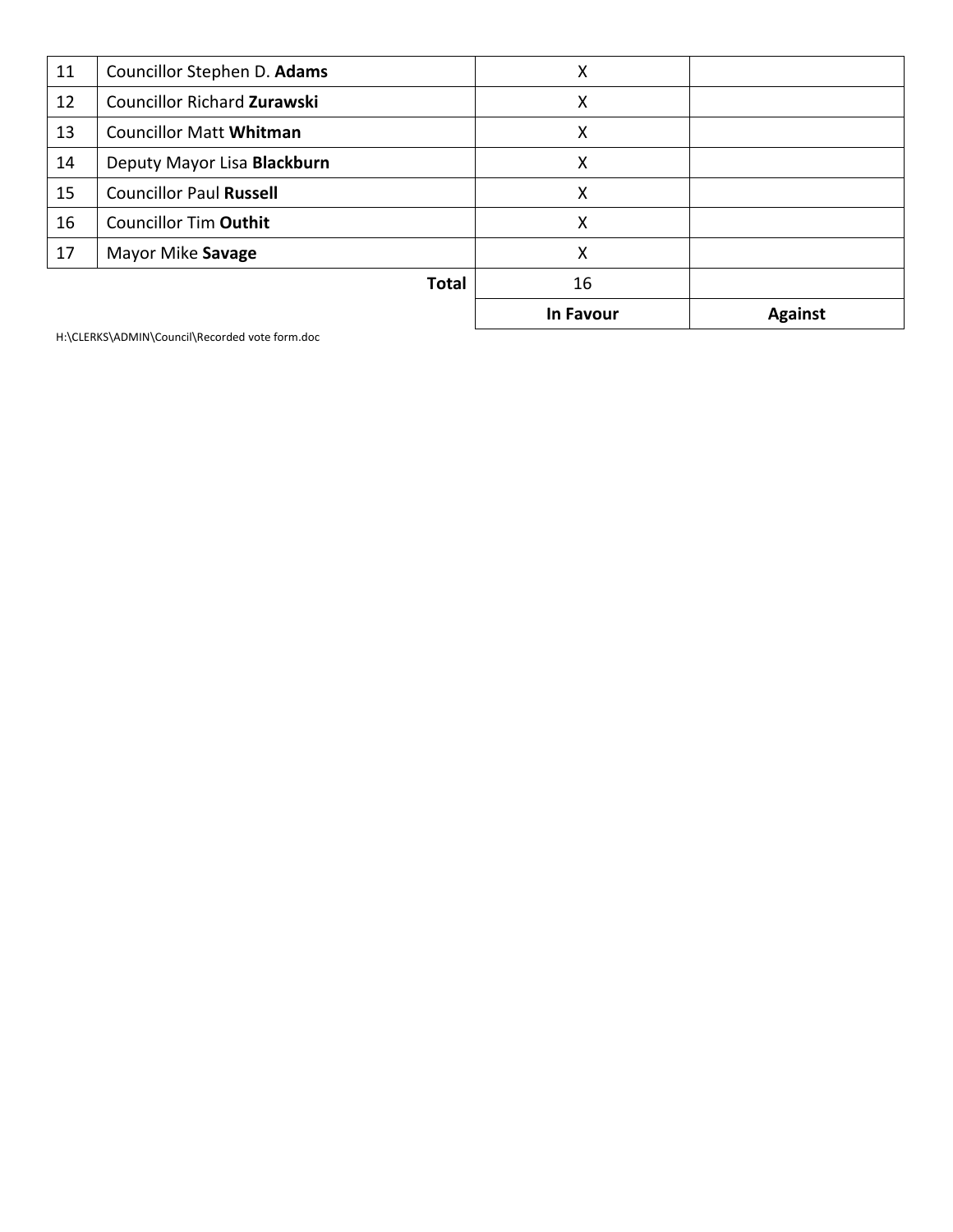| 11 | Councillor Stephen D. **Adams** | X | |
|---|---|---|---|
| 12 | Councillor Richard **Zurawski** | X | |
| 13 | Councillor Matt **Whitman** | X | |
| 14 | Deputy Mayor Lisa **Blackburn** | X | |
| 15 | Councillor Paul **Russell** | X | |
| 16 | Councillor Tim **Outhit** | X | |
| 17 | Mayor Mike **Savage** | X | |
| | **Total** | 16 | |
| | | **In Favour** | **Against** |

H:\CLERKS\ADMIN\Council\Recorded vote form.doc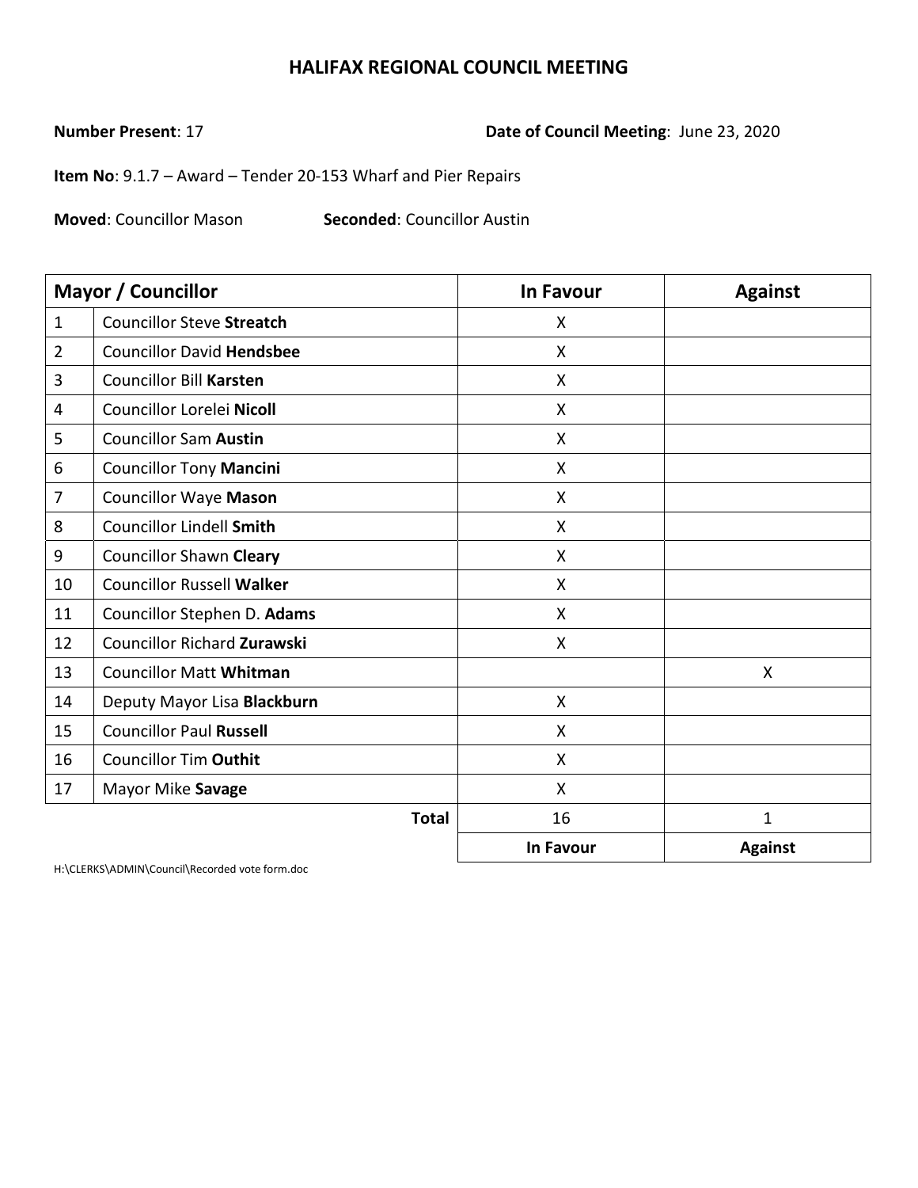# HALIFAX REGIONAL COUNCIL MEETING

**Number Present**: 17 **Date of Council Meeting**: June 23, 2020

**Item No**: 9.1.7 – Award – Tender 20-153 Wharf and Pier Repairs

**Moved**: Councillor Mason **Seconded**: Councillor Austin

| Mayor / Councillor | | In Favour | Against |
|---|---|---|---|
| 1 | Councillor Steve **Streatch** | X | |
| 2 | Councillor David **Hendsbee** | X | |
| 3 | Councillor Bill **Karsten** | X | |
| 4 | Councillor Lorelei **Nicoll** | X | |
| 5 | Councillor Sam **Austin** | X | |
| 6 | Councillor Tony **Mancini** | X | |
| 7 | Councillor Waye **Mason** | X | |
| 8 | Councillor Lindell **Smith** | X | |
| 9 | Councillor Shawn **Cleary** | X | |
| 10 | Councillor Russell **Walker** | X | |
| 11 | Councillor Stephen D. **Adams** | X | |
| 12 | Councillor Richard **Zurawski** | X | |
| 13 | Councillor Matt **Whitman** | | X |
| 14 | Deputy Mayor Lisa **Blackburn** | X | |
| 15 | Councillor Paul **Russell** | X | |
| 16 | Councillor Tim **Outhit** | X | |
| 17 | Mayor Mike **Savage** | X | |
| | **Total** | 16 | 1 |
| | | **In Favour** | **Against** |

H:\CLERKS\ADMIN\Council\Recorded vote form.doc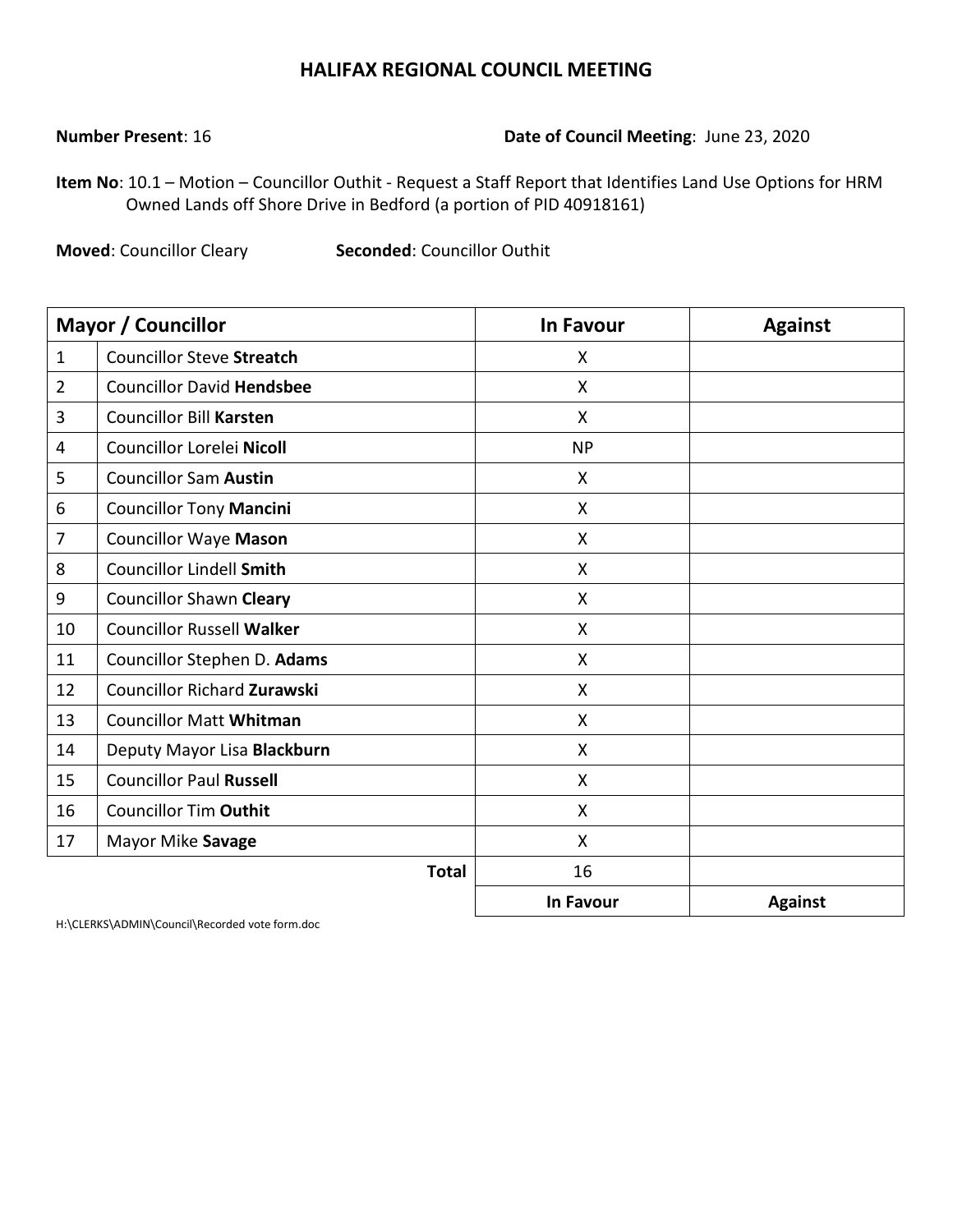# HALIFAX REGIONAL COUNCIL MEETING

**Number Present**: 16

**Date of Council Meeting**: June 23, 2020

**Item No**: 10.1 – Motion – Councillor Outhit - Request a Staff Report that Identifies Land Use Options for HRM Owned Lands off Shore Drive in Bedford (a portion of PID 40918161)

**Moved**: Councillor Cleary **Seconded**: Councillor Outhit

| Mayor / Councillor | | In Favour | Against |
|---|---|---|---|
| 1 | Councillor Steve **Streatch** | X | |
| 2 | Councillor David **Hendsbee** | X | |
| 3 | Councillor Bill **Karsten** | X | |
| 4 | Councillor Lorelei **Nicoll** | NP | |
| 5 | Councillor Sam **Austin** | X | |
| 6 | Councillor Tony **Mancini** | X | |
| 7 | Councillor Waye **Mason** | X | |
| 8 | Councillor Lindell **Smith** | X | |
| 9 | Councillor Shawn **Cleary** | X | |
| 10 | Councillor Russell **Walker** | X | |
| 11 | Councillor Stephen D. **Adams** | X | |
| 12 | Councillor Richard **Zurawski** | X | |
| 13 | Councillor Matt **Whitman** | X | |
| 14 | Deputy Mayor Lisa **Blackburn** | X | |
| 15 | Councillor Paul **Russell** | X | |
| 16 | Councillor Tim **Outhit** | X | |
| 17 | Mayor Mike **Savage** | X | |
| | **Total** | 16 | |
| | | **In Favour** | **Against** |

H:\CLERKS\ADMIN\Council\Recorded vote form.doc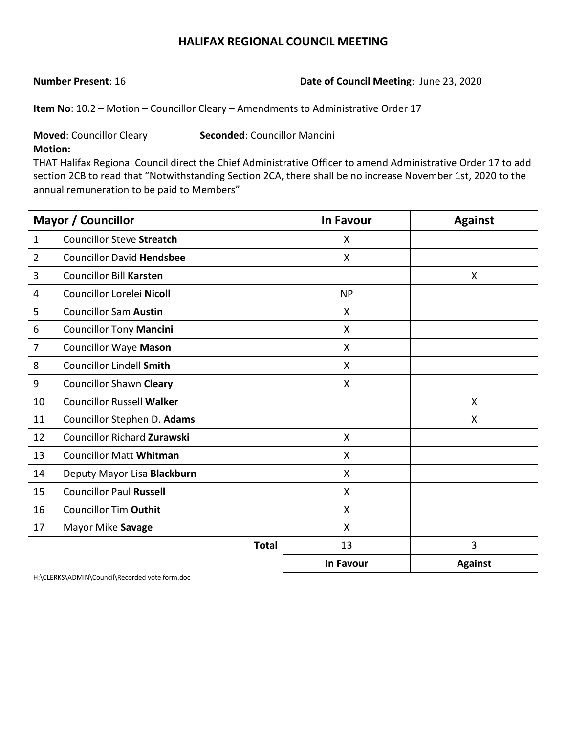# HALIFAX REGIONAL COUNCIL MEETING

**Number Present**: 16 **Date of Council Meeting**: June 23, 2020

**Item No**: 10.2 – Motion – Councillor Cleary – Amendments to Administrative Order 17

**Moved**: Councillor Cleary **Seconded**: Councillor Mancini

**Motion:**

THAT Halifax Regional Council direct the Chief Administrative Officer to amend Administrative Order 17 to add section 2CB to read that "Notwithstanding Section 2CA, there shall be no increase November 1st, 2020 to the annual remuneration to be paid to Members"

| Mayor / Councillor | | In Favour | Against |
|---|---|---|---|
| 1 | Councillor Steve **Streatch** | X | |
| 2 | Councillor David **Hendsbee** | X | |
| 3 | Councillor Bill **Karsten** | | X |
| 4 | Councillor Lorelei **Nicoll** | NP | |
| 5 | Councillor Sam **Austin** | X | |
| 6 | Councillor Tony **Mancini** | X | |
| 7 | Councillor Waye **Mason** | X | |
| 8 | Councillor Lindell **Smith** | X | |
| 9 | Councillor Shawn **Cleary** | X | |
| 10 | Councillor Russell **Walker** | | X |
| 11 | Councillor Stephen D. **Adams** | | X |
| 12 | Councillor Richard **Zurawski** | X | |
| 13 | Councillor Matt **Whitman** | X | |
| 14 | Deputy Mayor Lisa **Blackburn** | X | |
| 15 | Councillor Paul **Russell** | X | |
| 16 | Councillor Tim **Outhit** | X | |
| 17 | Mayor Mike **Savage** | X | |
| | **Total** | 13 | 3 |
| | | **In Favour** | **Against** |

H:\CLERKS\ADMIN\Council\Recorded vote form.doc